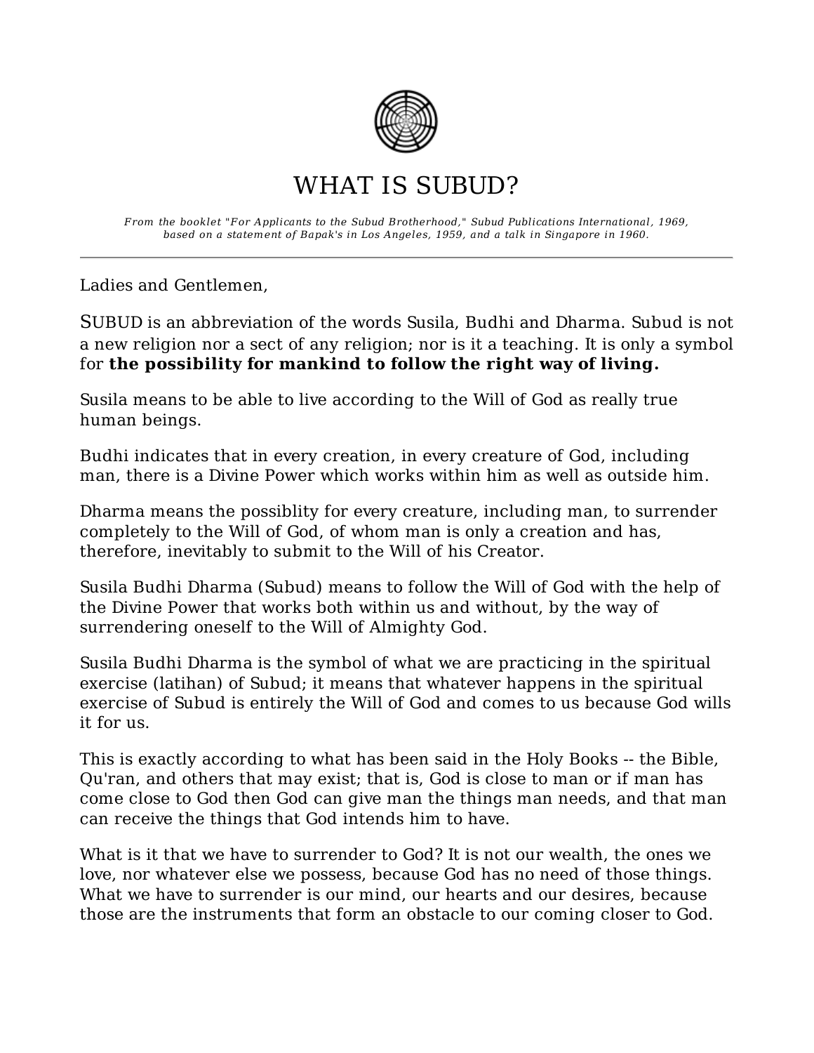# WHAT IS SUBUD?

*From the booklet "For Applicants to the Subud Brotherhood," Subud Publications International, 1969, based on a statement of Bapak's in Los Angeles, 1959, and a talk in Singapore in 1960.*

---

Ladies and Gentlemen,

SUBUD is an abbreviation of the words Susila, Budhi and Dharma. Subud is not a new religion nor a sect of any religion; nor is it a teaching. It is only a symbol for **the possibility for mankind to follow the right way of living.**

Susila means to be able to live according to the Will of God as really true human beings.

Budhi indicates that in every creation, in every creature of God, including man, there is a Divine Power which works within him as well as outside him.

Dharma means the possiblity for every creature, including man, to surrender completely to the Will of God, of whom man is only a creation and has, therefore, inevitably to submit to the Will of his Creator.

Susila Budhi Dharma (Subud) means to follow the Will of God with the help of the Divine Power that works both within us and without, by the way of surrendering oneself to the Will of Almighty God.

Susila Budhi Dharma is the symbol of what we are practicing in the spiritual exercise (latihan) of Subud; it means that whatever happens in the spiritual exercise of Subud is entirely the Will of God and comes to us because God wills it for us.

This is exactly according to what has been said in the Holy Books -- the Bible, Qu'ran, and others that may exist; that is, God is close to man or if man has come close to God then God can give man the things man needs, and that man can receive the things that God intends him to have.

What is it that we have to surrender to God? It is not our wealth, the ones we love, nor whatever else we possess, because God has no need of those things. What we have to surrender is our mind, our hearts and our desires, because those are the instruments that form an obstacle to our coming closer to God.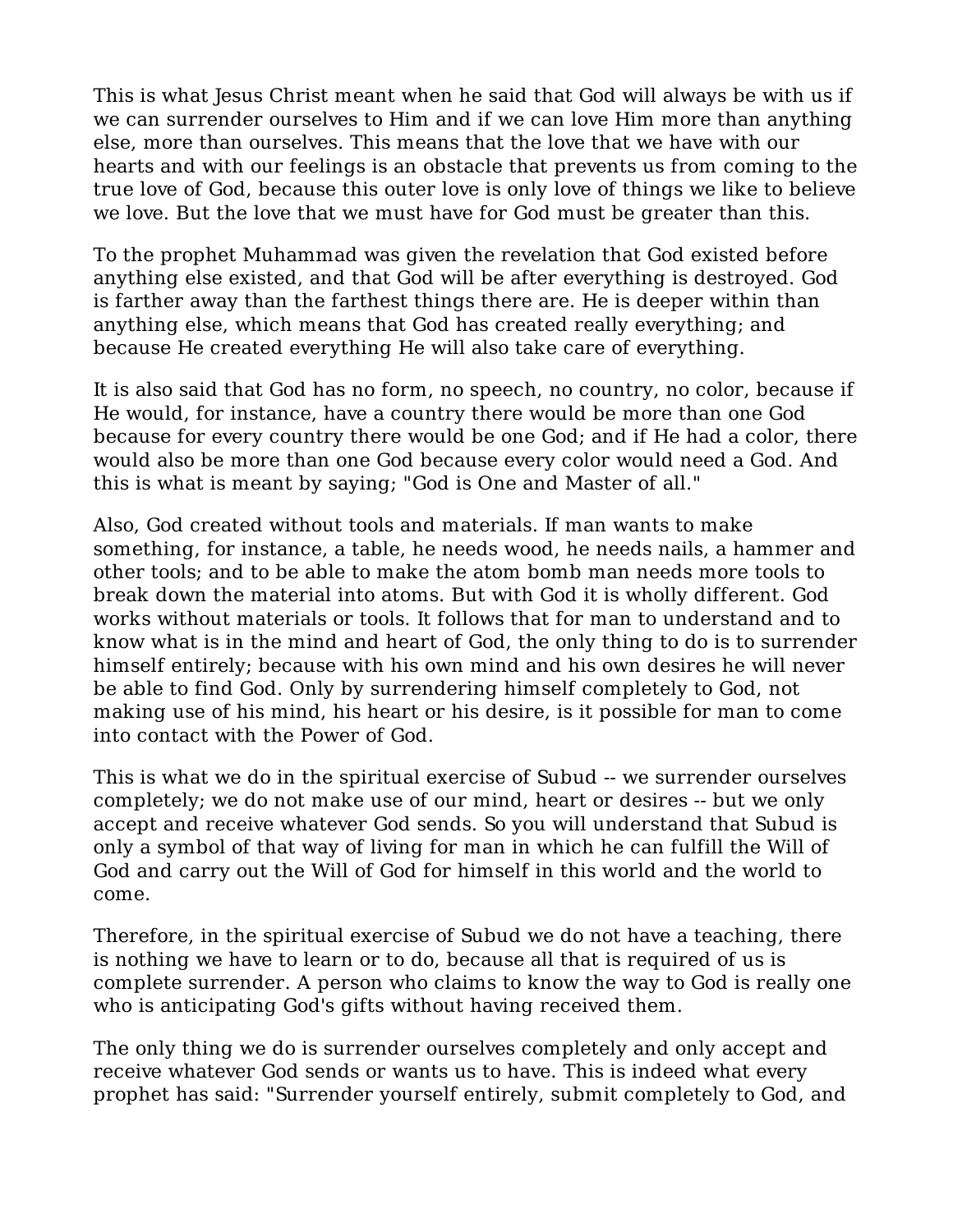This is what Jesus Christ meant when he said that God will always be with us if we can surrender ourselves to Him and if we can love Him more than anything else, more than ourselves. This means that the love that we have with our hearts and with our feelings is an obstacle that prevents us from coming to the true love of God, because this outer love is only love of things we like to believe we love. But the love that we must have for God must be greater than this.

To the prophet Muhammad was given the revelation that God existed before anything else existed, and that God will be after everything is destroyed. God is farther away than the farthest things there are. He is deeper within than anything else, which means that God has created really everything; and because He created everything He will also take care of everything.

It is also said that God has no form, no speech, no country, no color, because if He would, for instance, have a country there would be more than one God because for every country there would be one God; and if He had a color, there would also be more than one God because every color would need a God. And this is what is meant by saying; "God is One and Master of all."

Also, God created without tools and materials. If man wants to make something, for instance, a table, he needs wood, he needs nails, a hammer and other tools; and to be able to make the atom bomb man needs more tools to break down the material into atoms. But with God it is wholly different. God works without materials or tools. It follows that for man to understand and to know what is in the mind and heart of God, the only thing to do is to surrender himself entirely; because with his own mind and his own desires he will never be able to find God. Only by surrendering himself completely to God, not making use of his mind, his heart or his desire, is it possible for man to come into contact with the Power of God.

This is what we do in the spiritual exercise of Subud -- we surrender ourselves completely; we do not make use of our mind, heart or desires -- but we only accept and receive whatever God sends. So you will understand that Subud is only a symbol of that way of living for man in which he can fulfill the Will of God and carry out the Will of God for himself in this world and the world to come.

Therefore, in the spiritual exercise of Subud we do not have a teaching, there is nothing we have to learn or to do, because all that is required of us is complete surrender. A person who claims to know the way to God is really one who is anticipating God's gifts without having received them.

The only thing we do is surrender ourselves completely and only accept and receive whatever God sends or wants us to have. This is indeed what every prophet has said: "Surrender yourself entirely, submit completely to God, and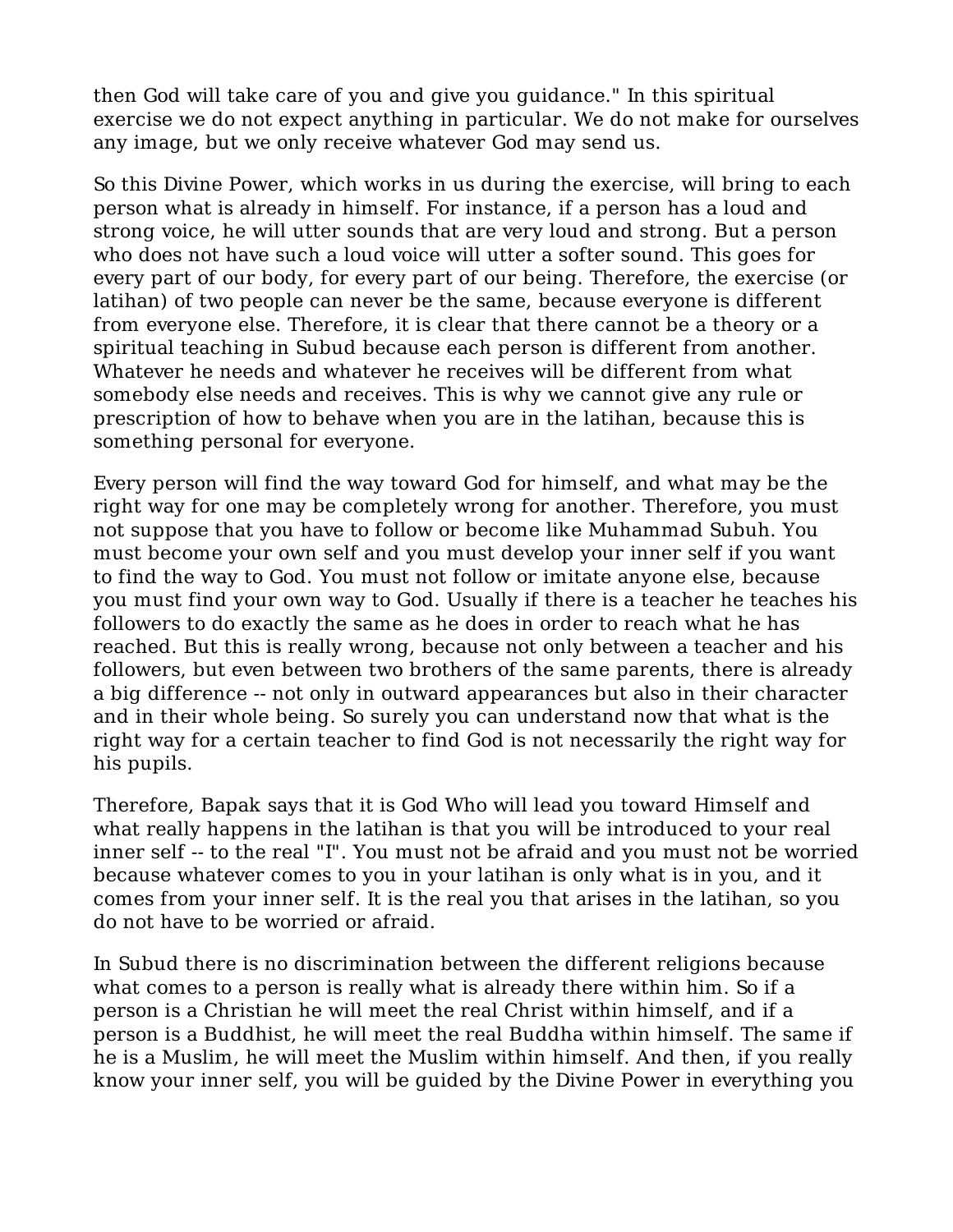then God will take care of you and give you guidance." In this spiritual exercise we do not expect anything in particular. We do not make for ourselves any image, but we only receive whatever God may send us.

So this Divine Power, which works in us during the exercise, will bring to each person what is already in himself. For instance, if a person has a loud and strong voice, he will utter sounds that are very loud and strong. But a person who does not have such a loud voice will utter a softer sound. This goes for every part of our body, for every part of our being. Therefore, the exercise (or latihan) of two people can never be the same, because everyone is different from everyone else. Therefore, it is clear that there cannot be a theory or a spiritual teaching in Subud because each person is different from another. Whatever he needs and whatever he receives will be different from what somebody else needs and receives. This is why we cannot give any rule or prescription of how to behave when you are in the latihan, because this is something personal for everyone.

Every person will find the way toward God for himself, and what may be the right way for one may be completely wrong for another. Therefore, you must not suppose that you have to follow or become like Muhammad Subuh. You must become your own self and you must develop your inner self if you want to find the way to God. You must not follow or imitate anyone else, because you must find your own way to God. Usually if there is a teacher he teaches his followers to do exactly the same as he does in order to reach what he has reached. But this is really wrong, because not only between a teacher and his followers, but even between two brothers of the same parents, there is already a big difference -- not only in outward appearances but also in their character and in their whole being. So surely you can understand now that what is the right way for a certain teacher to find God is not necessarily the right way for his pupils.

Therefore, Bapak says that it is God Who will lead you toward Himself and what really happens in the latihan is that you will be introduced to your real inner self -- to the real "I". You must not be afraid and you must not be worried because whatever comes to you in your latihan is only what is in you, and it comes from your inner self. It is the real you that arises in the latihan, so you do not have to be worried or afraid.

In Subud there is no discrimination between the different religions because what comes to a person is really what is already there within him. So if a person is a Christian he will meet the real Christ within himself, and if a person is a Buddhist, he will meet the real Buddha within himself. The same if he is a Muslim, he will meet the Muslim within himself. And then, if you really know your inner self, you will be guided by the Divine Power in everything you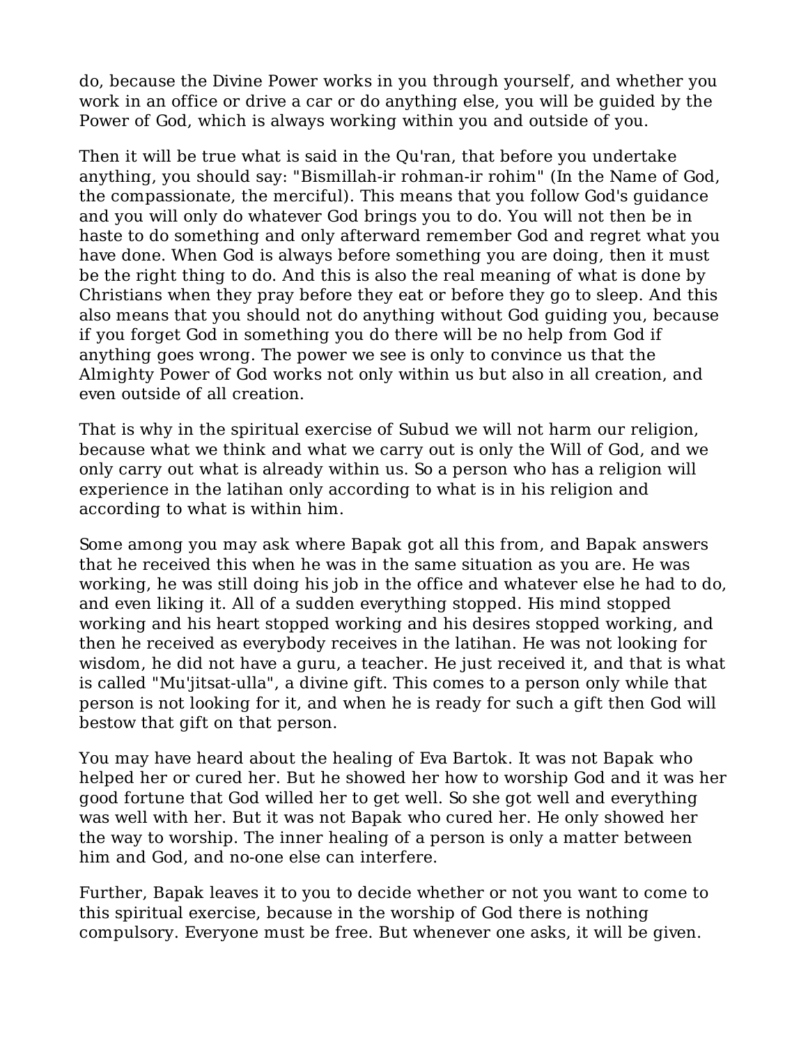do, because the Divine Power works in you through yourself, and whether you work in an office or drive a car or do anything else, you will be guided by the Power of God, which is always working within you and outside of you.

Then it will be true what is said in the Qu'ran, that before you undertake anything, you should say: "Bismillah-ir rohman-ir rohim" (In the Name of God, the compassionate, the merciful). This means that you follow God's guidance and you will only do whatever God brings you to do. You will not then be in haste to do something and only afterward remember God and regret what you have done. When God is always before something you are doing, then it must be the right thing to do. And this is also the real meaning of what is done by Christians when they pray before they eat or before they go to sleep. And this also means that you should not do anything without God guiding you, because if you forget God in something you do there will be no help from God if anything goes wrong. The power we see is only to convince us that the Almighty Power of God works not only within us but also in all creation, and even outside of all creation.

That is why in the spiritual exercise of Subud we will not harm our religion, because what we think and what we carry out is only the Will of God, and we only carry out what is already within us. So a person who has a religion will experience in the latihan only according to what is in his religion and according to what is within him.

Some among you may ask where Bapak got all this from, and Bapak answers that he received this when he was in the same situation as you are. He was working, he was still doing his job in the office and whatever else he had to do, and even liking it. All of a sudden everything stopped. His mind stopped working and his heart stopped working and his desires stopped working, and then he received as everybody receives in the latihan. He was not looking for wisdom, he did not have a guru, a teacher. He just received it, and that is what is called "Mu'jitsat-ulla", a divine gift. This comes to a person only while that person is not looking for it, and when he is ready for such a gift then God will bestow that gift on that person.

You may have heard about the healing of Eva Bartok. It was not Bapak who helped her or cured her. But he showed her how to worship God and it was her good fortune that God willed her to get well. So she got well and everything was well with her. But it was not Bapak who cured her. He only showed her the way to worship. The inner healing of a person is only a matter between him and God, and no-one else can interfere.

Further, Bapak leaves it to you to decide whether or not you want to come to this spiritual exercise, because in the worship of God there is nothing compulsory. Everyone must be free. But whenever one asks, it will be given.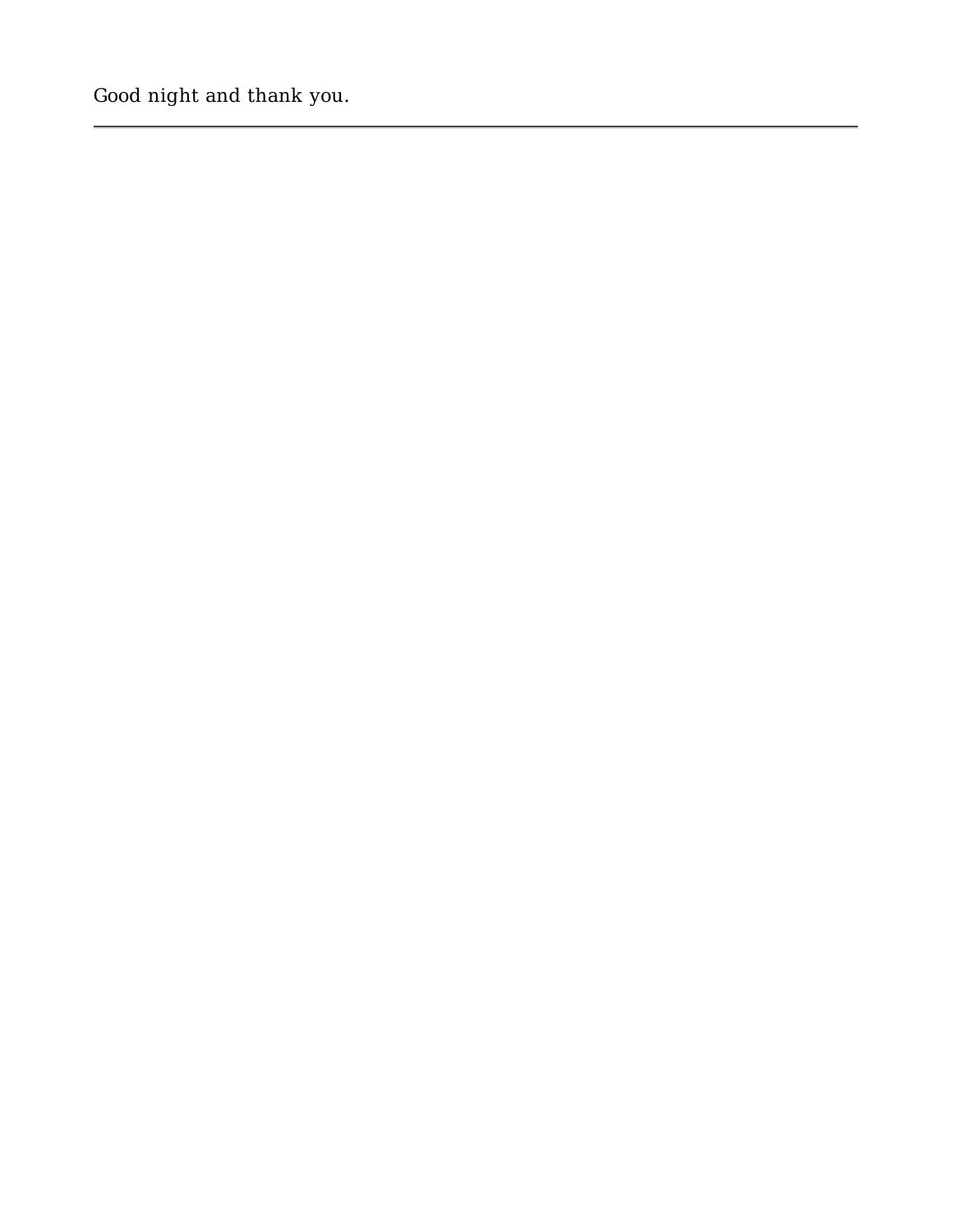Good night and thank you.

---